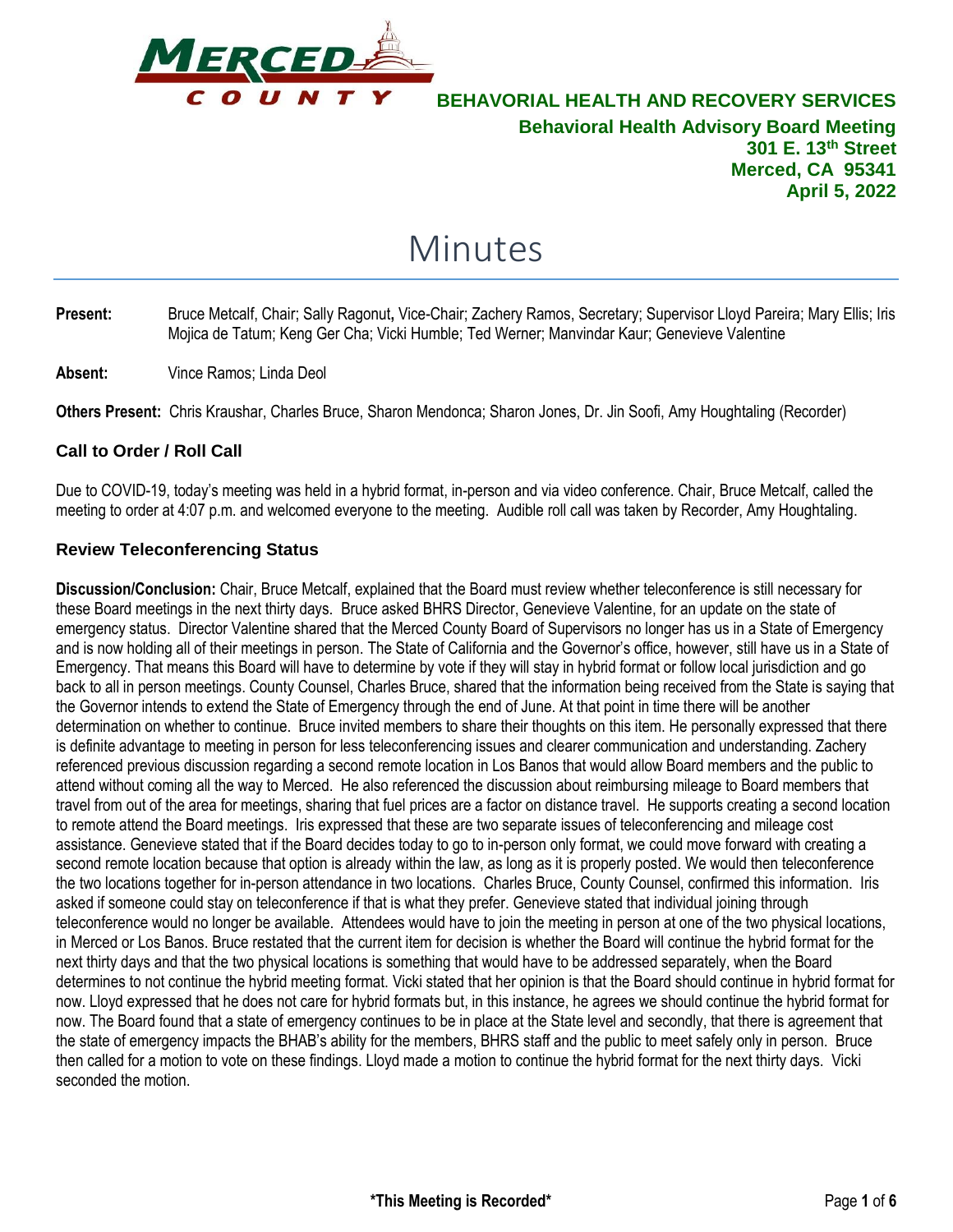**BEHAVORIAL HEALTH AND RECOVERY SERVICES**

**Behavioral Health Advisory Board Meeting**
**301 E. 13th Street**
**Merced, CA 95341**
**April 5, 2022**

# Minutes

**Present:** Bruce Metcalf, Chair; Sally Ragonut**,** Vice-Chair; Zachery Ramos, Secretary; Supervisor Lloyd Pareira; Mary Ellis; Iris Mojica de Tatum; Keng Ger Cha; Vicki Humble; Ted Werner; Manvindar Kaur; Genevieve Valentine

**Absent:** Vince Ramos; Linda Deol

**Others Present:** Chris Kraushar, Charles Bruce, Sharon Mendonca; Sharon Jones, Dr. Jin Soofi, Amy Houghtaling (Recorder)

## Call to Order / Roll Call

Due to COVID-19, today's meeting was held in a hybrid format, in-person and via video conference. Chair, Bruce Metcalf, called the meeting to order at 4:07 p.m. and welcomed everyone to the meeting. Audible roll call was taken by Recorder, Amy Houghtaling.

## Review Teleconferencing Status

**Discussion/Conclusion:** Chair, Bruce Metcalf, explained that the Board must review whether teleconference is still necessary for these Board meetings in the next thirty days. Bruce asked BHRS Director, Genevieve Valentine, for an update on the state of emergency status. Director Valentine shared that the Merced County Board of Supervisors no longer has us in a State of Emergency and is now holding all of their meetings in person. The State of California and the Governor's office, however, still have us in a State of Emergency. That means this Board will have to determine by vote if they will stay in hybrid format or follow local jurisdiction and go back to all in person meetings. County Counsel, Charles Bruce, shared that the information being received from the State is saying that the Governor intends to extend the State of Emergency through the end of June. At that point in time there will be another determination on whether to continue. Bruce invited members to share their thoughts on this item. He personally expressed that there is definite advantage to meeting in person for less teleconferencing issues and clearer communication and understanding. Zachery referenced previous discussion regarding a second remote location in Los Banos that would allow Board members and the public to attend without coming all the way to Merced. He also referenced the discussion about reimbursing mileage to Board members that travel from out of the area for meetings, sharing that fuel prices are a factor on distance travel. He supports creating a second location to remote attend the Board meetings. Iris expressed that these are two separate issues of teleconferencing and mileage cost assistance. Genevieve stated that if the Board decides today to go to in-person only format, we could move forward with creating a second remote location because that option is already within the law, as long as it is properly posted. We would then teleconference the two locations together for in-person attendance in two locations. Charles Bruce, County Counsel, confirmed this information. Iris asked if someone could stay on teleconference if that is what they prefer. Genevieve stated that individual joining through teleconference would no longer be available. Attendees would have to join the meeting in person at one of the two physical locations, in Merced or Los Banos. Bruce restated that the current item for decision is whether the Board will continue the hybrid format for the next thirty days and that the two physical locations is something that would have to be addressed separately, when the Board determines to not continue the hybrid meeting format. Vicki stated that her opinion is that the Board should continue in hybrid format for now. Lloyd expressed that he does not care for hybrid formats but, in this instance, he agrees we should continue the hybrid format for now. The Board found that a state of emergency continues to be in place at the State level and secondly, that there is agreement that the state of emergency impacts the BHAB's ability for the members, BHRS staff and the public to meet safely only in person. Bruce then called for a motion to vote on these findings. Lloyd made a motion to continue the hybrid format for the next thirty days. Vicki seconded the motion.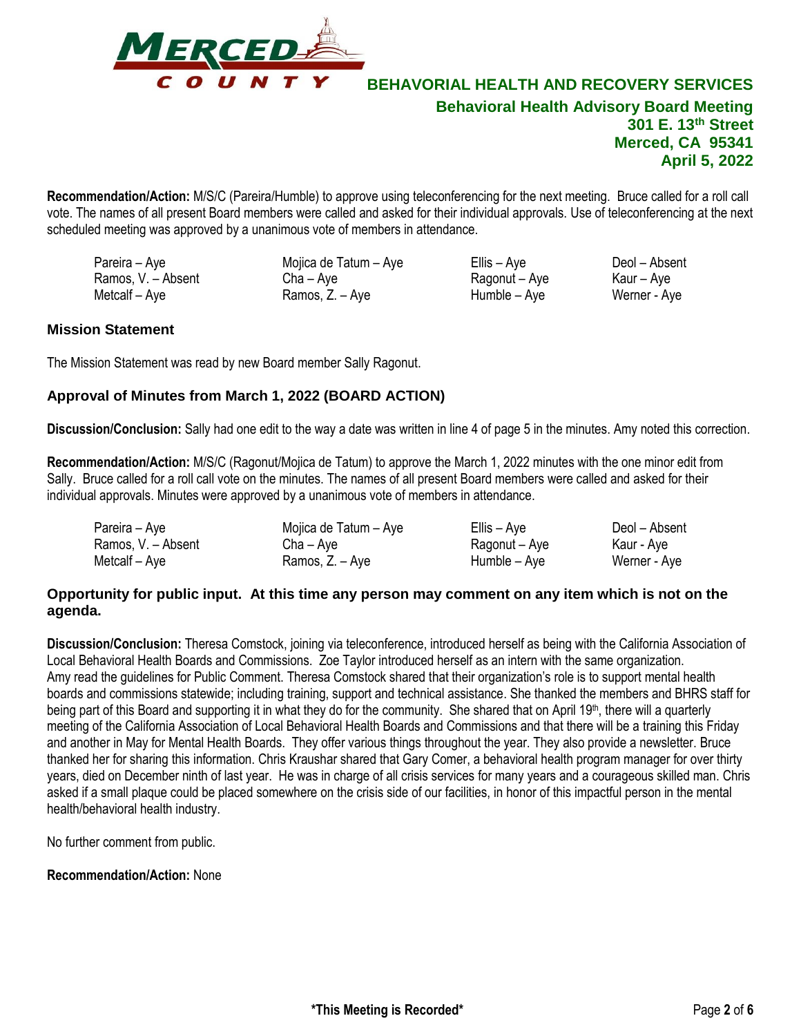**Recommendation/Action:** M/S/C (Pareira/Humble) to approve using teleconferencing for the next meeting. Bruce called for a roll call vote. The names of all present Board members were called and asked for their individual approvals. Use of teleconferencing at the next scheduled meeting was approved by a unanimous vote of members in attendance.

| | | | |
|---|---|---|---|
| Pareira – Aye | Mojica de Tatum – Aye | Ellis – Aye | Deol – Absent |
| Ramos, V. – Absent | Cha – Aye | Ragonut – Aye | Kaur – Aye |
| Metcalf – Aye | Ramos, Z. – Aye | Humble – Aye | Werner - Aye |

### Mission Statement

The Mission Statement was read by new Board member Sally Ragonut.

### Approval of Minutes from March 1, 2022 (BOARD ACTION)

**Discussion/Conclusion:** Sally had one edit to the way a date was written in line 4 of page 5 in the minutes. Amy noted this correction.

**Recommendation/Action:** M/S/C (Ragonut/Mojica de Tatum) to approve the March 1, 2022 minutes with the one minor edit from Sally. Bruce called for a roll call vote on the minutes. The names of all present Board members were called and asked for their individual approvals. Minutes were approved by a unanimous vote of members in attendance.

| | | | |
|---|---|---|---|
| Pareira – Aye | Mojica de Tatum – Aye | Ellis – Aye | Deol – Absent |
| Ramos, V. – Absent | Cha – Aye | Ragonut – Aye | Kaur - Aye |
| Metcalf – Aye | Ramos, Z. – Aye | Humble – Aye | Werner - Aye |

### Opportunity for public input. At this time any person may comment on any item which is not on the agenda.

**Discussion/Conclusion:** Theresa Comstock, joining via teleconference, introduced herself as being with the California Association of Local Behavioral Health Boards and Commissions. Zoe Taylor introduced herself as an intern with the same organization. Amy read the guidelines for Public Comment. Theresa Comstock shared that their organization's role is to support mental health boards and commissions statewide; including training, support and technical assistance. She thanked the members and BHRS staff for being part of this Board and supporting it in what they do for the community. She shared that on April 19th, there will a quarterly meeting of the California Association of Local Behavioral Health Boards and Commissions and that there will be a training this Friday and another in May for Mental Health Boards. They offer various things throughout the year. They also provide a newsletter. Bruce thanked her for sharing this information. Chris Kraushar shared that Gary Comer, a behavioral health program manager for over thirty years, died on December ninth of last year. He was in charge of all crisis services for many years and a courageous skilled man. Chris asked if a small plaque could be placed somewhere on the crisis side of our facilities, in honor of this impactful person in the mental health/behavioral health industry.

No further comment from public.

**Recommendation/Action:** None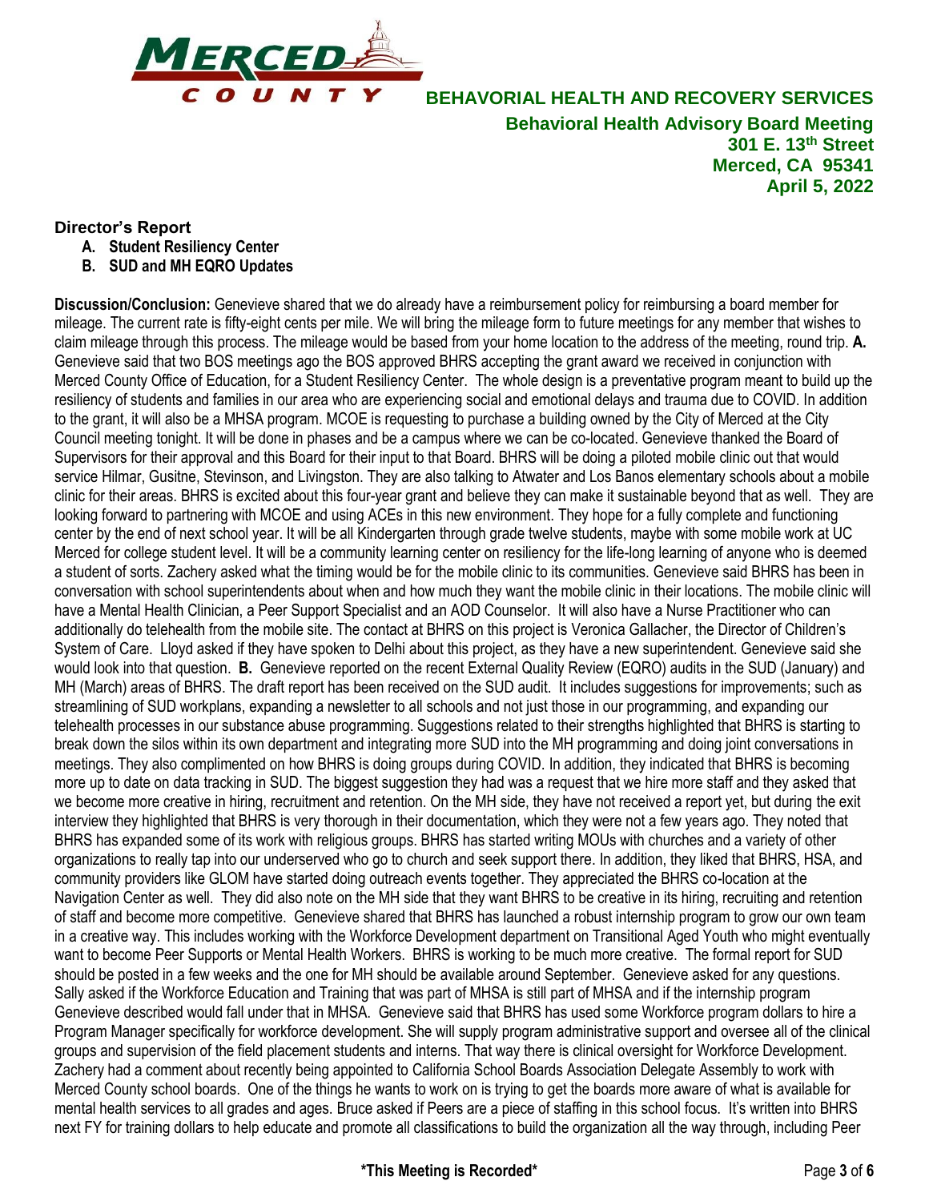### Director's Report

**A. Student Resiliency Center**
**B. SUD and MH EQRO Updates**

**Discussion/Conclusion:** Genevieve shared that we do already have a reimbursement policy for reimbursing a board member for mileage. The current rate is fifty-eight cents per mile. We will bring the mileage form to future meetings for any member that wishes to claim mileage through this process. The mileage would be based from your home location to the address of the meeting, round trip. **A.** Genevieve said that two BOS meetings ago the BOS approved BHRS accepting the grant award we received in conjunction with Merced County Office of Education, for a Student Resiliency Center. The whole design is a preventative program meant to build up the resiliency of students and families in our area who are experiencing social and emotional delays and trauma due to COVID. In addition to the grant, it will also be a MHSA program. MCOE is requesting to purchase a building owned by the City of Merced at the City Council meeting tonight. It will be done in phases and be a campus where we can be co-located. Genevieve thanked the Board of Supervisors for their approval and this Board for their input to that Board. BHRS will be doing a piloted mobile clinic out that would service Hilmar, Gusitne, Stevinson, and Livingston. They are also talking to Atwater and Los Banos elementary schools about a mobile clinic for their areas. BHRS is excited about this four-year grant and believe they can make it sustainable beyond that as well. They are looking forward to partnering with MCOE and using ACEs in this new environment. They hope for a fully complete and functioning center by the end of next school year. It will be all Kindergarten through grade twelve students, maybe with some mobile work at UC Merced for college student level. It will be a community learning center on resiliency for the life-long learning of anyone who is deemed a student of sorts. Zachery asked what the timing would be for the mobile clinic to its communities. Genevieve said BHRS has been in conversation with school superintendents about when and how much they want the mobile clinic in their locations. The mobile clinic will have a Mental Health Clinician, a Peer Support Specialist and an AOD Counselor. It will also have a Nurse Practitioner who can additionally do telehealth from the mobile site. The contact at BHRS on this project is Veronica Gallacher, the Director of Children's System of Care. Lloyd asked if they have spoken to Delhi about this project, as they have a new superintendent. Genevieve said she would look into that question. **B.** Genevieve reported on the recent External Quality Review (EQRO) audits in the SUD (January) and MH (March) areas of BHRS. The draft report has been received on the SUD audit. It includes suggestions for improvements; such as streamlining of SUD workplans, expanding a newsletter to all schools and not just those in our programming, and expanding our telehealth processes in our substance abuse programming. Suggestions related to their strengths highlighted that BHRS is starting to break down the silos within its own department and integrating more SUD into the MH programming and doing joint conversations in meetings. They also complimented on how BHRS is doing groups during COVID. In addition, they indicated that BHRS is becoming more up to date on data tracking in SUD. The biggest suggestion they had was a request that we hire more staff and they asked that we become more creative in hiring, recruitment and retention. On the MH side, they have not received a report yet, but during the exit interview they highlighted that BHRS is very thorough in their documentation, which they were not a few years ago. They noted that BHRS has expanded some of its work with religious groups. BHRS has started writing MOUs with churches and a variety of other organizations to really tap into our underserved who go to church and seek support there. In addition, they liked that BHRS, HSA, and community providers like GLOM have started doing outreach events together. They appreciated the BHRS co-location at the Navigation Center as well. They did also note on the MH side that they want BHRS to be creative in its hiring, recruiting and retention of staff and become more competitive. Genevieve shared that BHRS has launched a robust internship program to grow our own team in a creative way. This includes working with the Workforce Development department on Transitional Aged Youth who might eventually want to become Peer Supports or Mental Health Workers. BHRS is working to be much more creative. The formal report for SUD should be posted in a few weeks and the one for MH should be available around September. Genevieve asked for any questions. Sally asked if the Workforce Education and Training that was part of MHSA is still part of MHSA and if the internship program Genevieve described would fall under that in MHSA. Genevieve said that BHRS has used some Workforce program dollars to hire a Program Manager specifically for workforce development. She will supply program administrative support and oversee all of the clinical groups and supervision of the field placement students and interns. That way there is clinical oversight for Workforce Development. Zachery had a comment about recently being appointed to California School Boards Association Delegate Assembly to work with Merced County school boards. One of the things he wants to work on is trying to get the boards more aware of what is available for mental health services to all grades and ages. Bruce asked if Peers are a piece of staffing in this school focus. It's written into BHRS next FY for training dollars to help educate and promote all classifications to build the organization all the way through, including Peer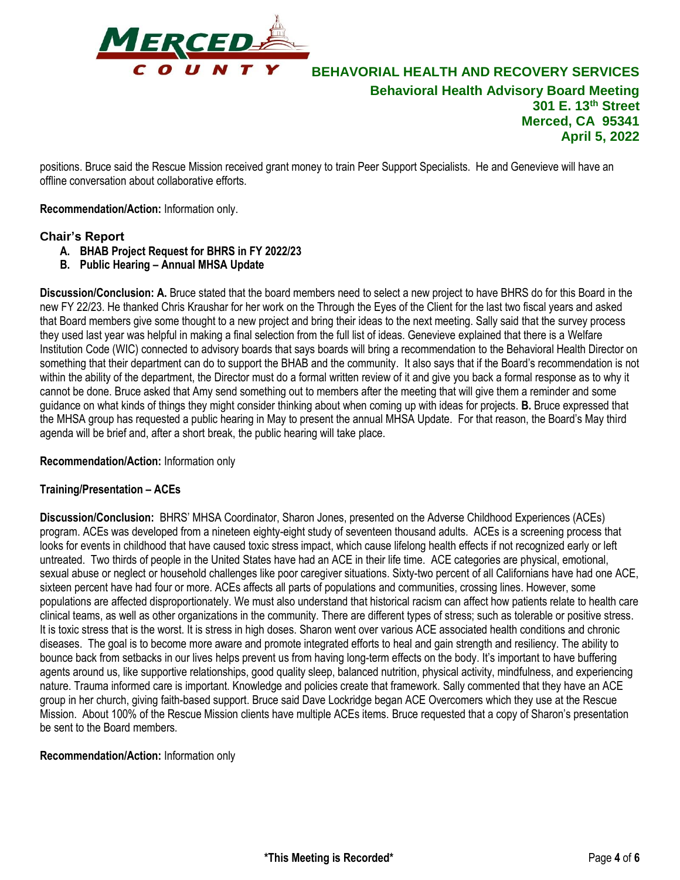positions. Bruce said the Rescue Mission received grant money to train Peer Support Specialists. He and Genevieve will have an offline conversation about collaborative efforts.

**Recommendation/Action:** Information only.

### Chair's Report

**A. BHAB Project Request for BHRS in FY 2022/23**
**B. Public Hearing – Annual MHSA Update**

**Discussion/Conclusion: A.** Bruce stated that the board members need to select a new project to have BHRS do for this Board in the new FY 22/23. He thanked Chris Kraushar for her work on the Through the Eyes of the Client for the last two fiscal years and asked that Board members give some thought to a new project and bring their ideas to the next meeting. Sally said that the survey process they used last year was helpful in making a final selection from the full list of ideas. Genevieve explained that there is a Welfare Institution Code (WIC) connected to advisory boards that says boards will bring a recommendation to the Behavioral Health Director on something that their department can do to support the BHAB and the community. It also says that if the Board's recommendation is not within the ability of the department, the Director must do a formal written review of it and give you back a formal response as to why it cannot be done. Bruce asked that Amy send something out to members after the meeting that will give them a reminder and some guidance on what kinds of things they might consider thinking about when coming up with ideas for projects. **B.** Bruce expressed that the MHSA group has requested a public hearing in May to present the annual MHSA Update. For that reason, the Board's May third agenda will be brief and, after a short break, the public hearing will take place.

**Recommendation/Action:** Information only

**Training/Presentation – ACEs**

**Discussion/Conclusion:** BHRS' MHSA Coordinator, Sharon Jones, presented on the Adverse Childhood Experiences (ACEs) program. ACEs was developed from a nineteen eighty-eight study of seventeen thousand adults. ACEs is a screening process that looks for events in childhood that have caused toxic stress impact, which cause lifelong health effects if not recognized early or left untreated. Two thirds of people in the United States have had an ACE in their life time. ACE categories are physical, emotional, sexual abuse or neglect or household challenges like poor caregiver situations. Sixty-two percent of all Californians have had one ACE, sixteen percent have had four or more. ACEs affects all parts of populations and communities, crossing lines. However, some populations are affected disproportionately. We must also understand that historical racism can affect how patients relate to health care clinical teams, as well as other organizations in the community. There are different types of stress; such as tolerable or positive stress. It is toxic stress that is the worst. It is stress in high doses. Sharon went over various ACE associated health conditions and chronic diseases. The goal is to become more aware and promote integrated efforts to heal and gain strength and resiliency. The ability to bounce back from setbacks in our lives helps prevent us from having long-term effects on the body. It's important to have buffering agents around us, like supportive relationships, good quality sleep, balanced nutrition, physical activity, mindfulness, and experiencing nature. Trauma informed care is important. Knowledge and policies create that framework. Sally commented that they have an ACE group in her church, giving faith-based support. Bruce said Dave Lockridge began ACE Overcomers which they use at the Rescue Mission. About 100% of the Rescue Mission clients have multiple ACEs items. Bruce requested that a copy of Sharon's presentation be sent to the Board members.

**Recommendation/Action:** Information only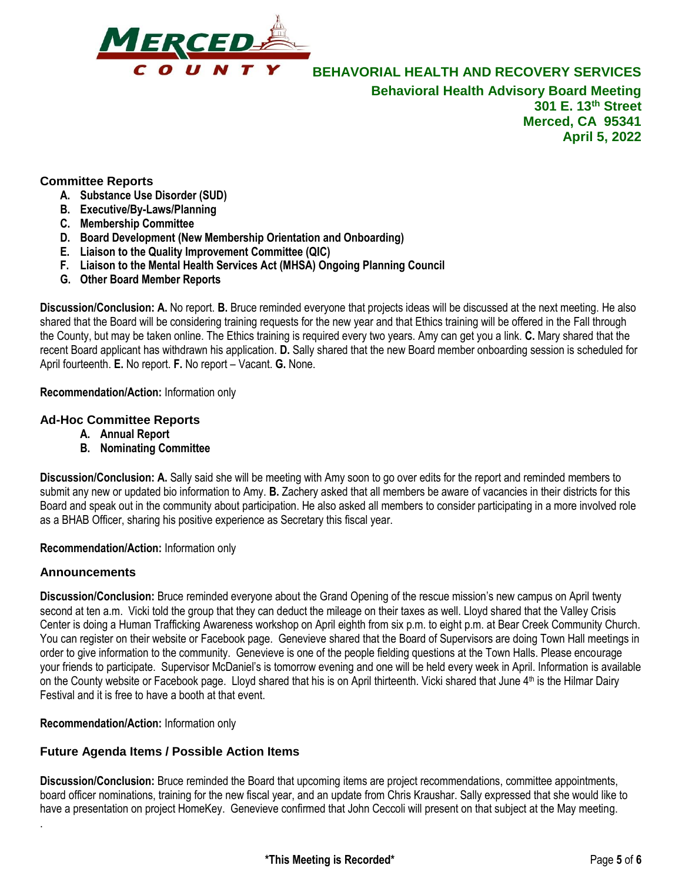## Committee Reports

- **A. Substance Use Disorder (SUD)**
- **B. Executive/By-Laws/Planning**
- **C. Membership Committee**
- **D. Board Development (New Membership Orientation and Onboarding)**
- **E. Liaison to the Quality Improvement Committee (QIC)**
- **F. Liaison to the Mental Health Services Act (MHSA) Ongoing Planning Council**
- **G. Other Board Member Reports**

**Discussion/Conclusion: A.** No report. **B.** Bruce reminded everyone that projects ideas will be discussed at the next meeting. He also shared that the Board will be considering training requests for the new year and that Ethics training will be offered in the Fall through the County, but may be taken online. The Ethics training is required every two years. Amy can get you a link. **C.** Mary shared that the recent Board applicant has withdrawn his application. **D.** Sally shared that the new Board member onboarding session is scheduled for April fourteenth. **E.** No report. **F.** No report – Vacant. **G.** None.

**Recommendation/Action:** Information only

## Ad-Hoc Committee Reports

- **A. Annual Report**
- **B. Nominating Committee**

**Discussion/Conclusion: A.** Sally said she will be meeting with Amy soon to go over edits for the report and reminded members to submit any new or updated bio information to Amy. **B.** Zachery asked that all members be aware of vacancies in their districts for this Board and speak out in the community about participation. He also asked all members to consider participating in a more involved role as a BHAB Officer, sharing his positive experience as Secretary this fiscal year.

**Recommendation/Action:** Information only

## Announcements

**Discussion/Conclusion:** Bruce reminded everyone about the Grand Opening of the rescue mission's new campus on April twenty second at ten a.m. Vicki told the group that they can deduct the mileage on their taxes as well. Lloyd shared that the Valley Crisis Center is doing a Human Trafficking Awareness workshop on April eighth from six p.m. to eight p.m. at Bear Creek Community Church. You can register on their website or Facebook page. Genevieve shared that the Board of Supervisors are doing Town Hall meetings in order to give information to the community. Genevieve is one of the people fielding questions at the Town Halls. Please encourage your friends to participate. Supervisor McDaniel's is tomorrow evening and one will be held every week in April. Information is available on the County website or Facebook page. Lloyd shared that his is on April thirteenth. Vicki shared that June 4th is the Hilmar Dairy Festival and it is free to have a booth at that event.

**Recommendation/Action:** Information only

## Future Agenda Items / Possible Action Items

**Discussion/Conclusion:** Bruce reminded the Board that upcoming items are project recommendations, committee appointments, board officer nominations, training for the new fiscal year, and an update from Chris Kraushar. Sally expressed that she would like to have a presentation on project HomeKey. Genevieve confirmed that John Ceccoli will present on that subject at the May meeting.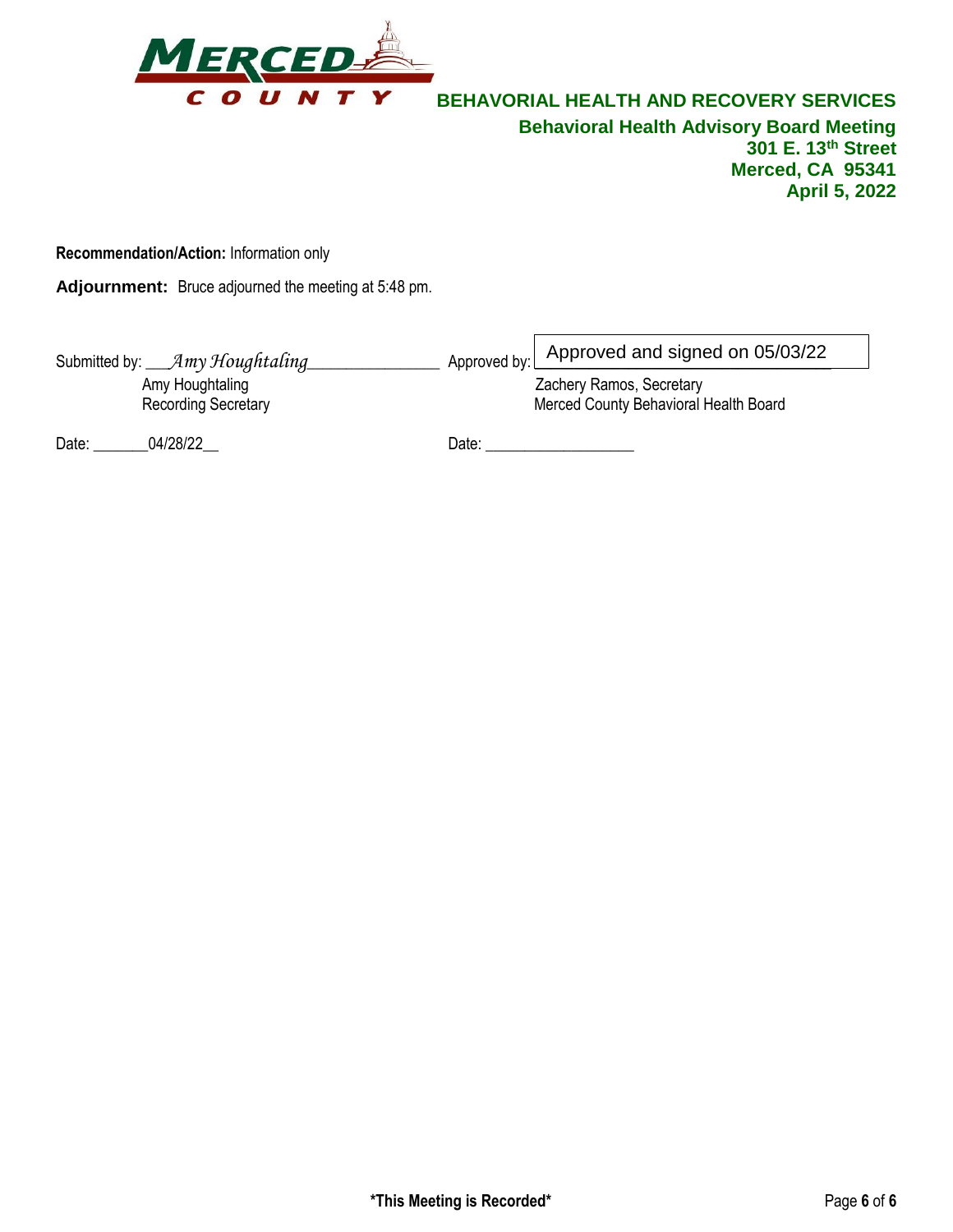**BEHAVORIAL HEALTH AND RECOVERY SERVICES**
**Behavioral Health Advisory Board Meeting**
**301 E. 13th Street**
**Merced, CA 95341**
**April 5, 2022**

**Recommendation/Action:** Information only

**Adjournment:** Bruce adjourned the meeting at 5:48 pm.

Submitted by: ___*Amy Houghtaling*_______________ Approved by: Approved and signed on 05/03/22

Amy Houghtaling
Recording Secretary

Zachery Ramos, Secretary
Merced County Behavioral Health Board

Date: _______04/28/22__ Date: ___________________

**\*This Meeting is Recorded\***